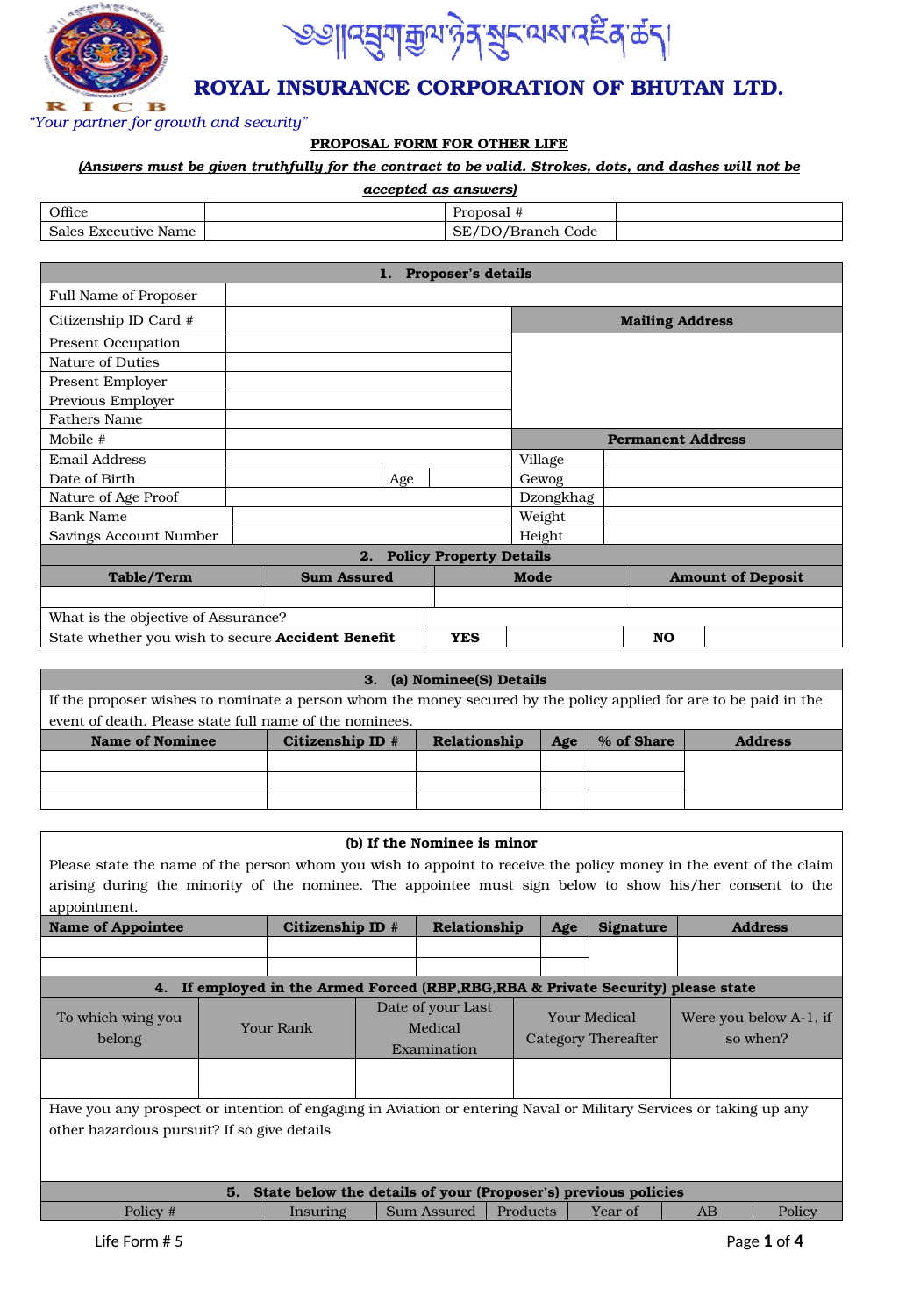ༀ༔།འབྲུག་རྒྱལ་ཉེན་སྲུང་ལས་འཛིན་ཚད།

# ROYAL INSURANCE CORPORATION OF BHUTAN LTD.

R I C B

*"Your partner for growth and security"*

**PROPOSAL FORM FOR OTHER LIFE**

***(Answers must be given truthfully for the contract to be valid. Strokes, dots, and dashes will not be accepted as answers)***

| Office | | Proposal # | |
|---|---|---|---|
| Sales Executive Name | | SE/DO/Branch Code | |

| **1. Proposer's details** | | | | | |
|---|---|---|---|---|---|
| Full Name of Proposer | | | | | |
| Citizenship ID Card # | | | | **Mailing Address** | |
| Present Occupation | | | | | |
| Nature of Duties | | | | | |
| Present Employer | | | | | |
| Previous Employer | | | | | |
| Fathers Name | | | | | |
| Mobile # | | | | **Permanent Address** | |
| Email Address | | | | Village | |
| Date of Birth | | Age | | Gewog | |
| Nature of Age Proof | | | | Dzongkhag | |
| Bank Name | | | | Weight | |
| Savings Account Number | | | | Height | |

| **2. Policy Property Details** | | | | |
|---|---|---|---|---|
| **Table/Term** | **Sum Assured** | **Mode** | | **Amount of Deposit** |
| | | | | |
| What is the objective of Assurance? | | | | |
| State whether you wish to secure **Accident Benefit** | **YES** | | **NO** | |

| **3. (a) Nominee(S) Details** | | | | | |
|---|---|---|---|---|---|
| If the proposer wishes to nominate a person whom the money secured by the policy applied for are to be paid in the event of death. Please state full name of the nominees. | | | | | |
| **Name of Nominee** | **Citizenship ID #** | **Relationship** | **Age** | **% of Share** | **Address** |
| | | | | | |
| | | | | | |
| | | | | | |

**(b) If the Nominee is minor**

Please state the name of the person whom you wish to appoint to receive the policy money in the event of the claim arising during the minority of the nominee. The appointee must sign below to show his/her consent to the appointment.

| **Name of Appointee** | **Citizenship ID #** | **Relationship** | **Age** | **Signature** | **Address** |
|---|---|---|---|---|---|
| | | | | | |
| | | | | | |

| **4. If employed in the Armed Forced (RBP,RBG,RBA & Private Security) please state** | | | | |
|---|---|---|---|---|
| To which wing you belong | Your Rank | Date of your Last Medical Examination | Your Medical Category Thereafter | Were you below A-1, if so when? |
| | | | | |
| Have you any prospect or intention of engaging in Aviation or entering Naval or Military Services or taking up any other hazardous pursuit? If so give details | | | | |

| **5. State below the details of your (Proposer's) previous policies** | | | | | | |
|---|---|---|---|---|---|---|
| Policy # | Insuring | Sum Assured | Products | Year of | AB | Policy |

Life Form # 5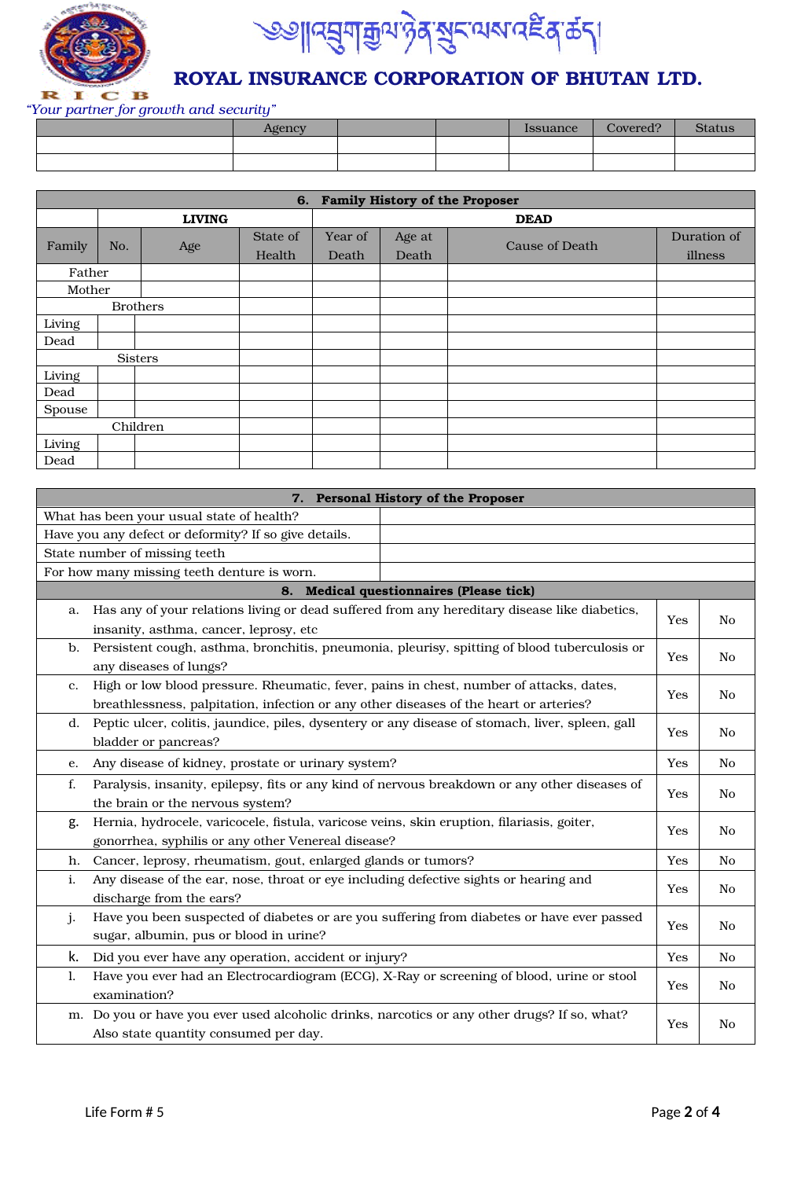# ROYAL INSURANCE CORPORATION OF BHUTAN LTD.

*"Your partner for growth and security"*

| | Agency | | | Issuance | Covered? | Status |
|---|---|---|---|---|---|---|
| | | | | | | |
| | | | | | | |

| **6. Family History of the Proposer** | | | | | | | |
|---|---|---|---|---|---|---|---|
| | **LIVING** | | | **DEAD** | | | |
| Family | No. | Age | State of Health | Year of Death | Age at Death | Cause of Death | Duration of illness |
| Father | | | | | | | |
| Mother | | | | | | | |
| Brothers | | | | | | | |
| Living | | | | | | | |
| Dead | | | | | | | |
| Sisters | | | | | | | |
| Living | | | | | | | |
| Dead | | | | | | | |
| Spouse | | | | | | | |
| Children | | | | | | | |
| Living | | | | | | | |
| Dead | | | | | | | |

| **7. Personal History of the Proposer** | |
|---|---|
| What has been your usual state of health? | |
| Have you any defect or deformity? If so give details. | |
| State number of missing teeth | |
| For how many missing teeth denture is worn. | |

| **8. Medical questionnaires (Please tick)** | | |
|---|---|---|
| a. Has any of your relations living or dead suffered from any hereditary disease like diabetics, insanity, asthma, cancer, leprosy, etc | Yes | No |
| b. Persistent cough, asthma, bronchitis, pneumonia, pleurisy, spitting of blood tuberculosis or any diseases of lungs? | Yes | No |
| c. High or low blood pressure. Rheumatic, fever, pains in chest, number of attacks, dates, breathlessness, palpitation, infection or any other diseases of the heart or arteries? | Yes | No |
| d. Peptic ulcer, colitis, jaundice, piles, dysentery or any disease of stomach, liver, spleen, gall bladder or pancreas? | Yes | No |
| e. Any disease of kidney, prostate or urinary system? | Yes | No |
| f. Paralysis, insanity, epilepsy, fits or any kind of nervous breakdown or any other diseases of the brain or the nervous system? | Yes | No |
| g. Hernia, hydrocele, varicocele, fistula, varicose veins, skin eruption, filariasis, goiter, gonorrhea, syphilis or any other Venereal disease? | Yes | No |
| h. Cancer, leprosy, rheumatism, gout, enlarged glands or tumors? | Yes | No |
| i. Any disease of the ear, nose, throat or eye including defective sights or hearing and discharge from the ears? | Yes | No |
| j. Have you been suspected of diabetes or are you suffering from diabetes or have ever passed sugar, albumin, pus or blood in urine? | Yes | No |
| k. Did you ever have any operation, accident or injury? | Yes | No |
| l. Have you ever had an Electrocardiogram (ECG), X-Ray or screening of blood, urine or stool examination? | Yes | No |
| m. Do you or have you ever used alcoholic drinks, narcotics or any other drugs? If so, what? Also state quantity consumed per day. | Yes | No |

Life Form # 5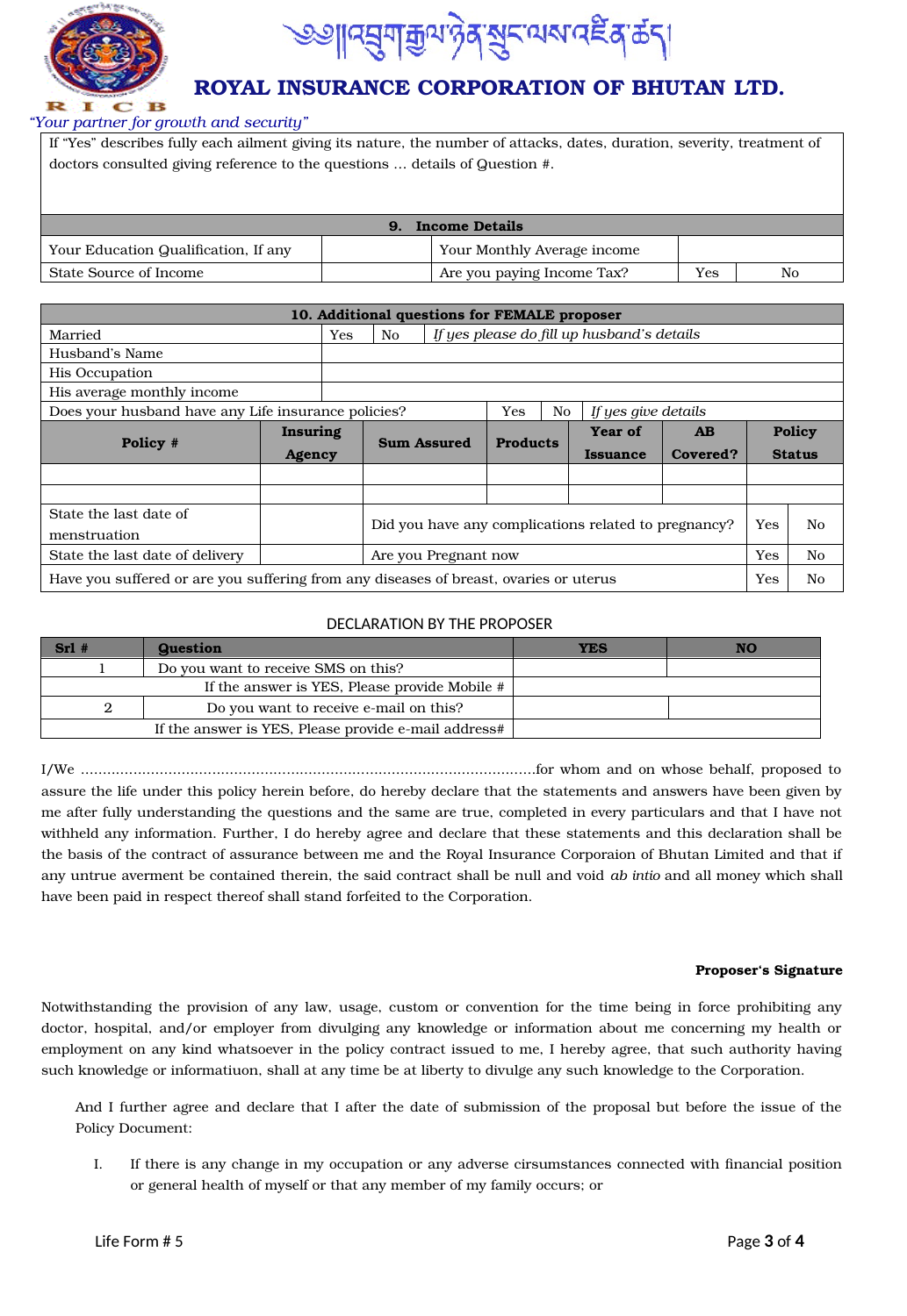If "Yes" describes fully each ailment giving its nature, the number of attacks, dates, duration, severity, treatment of doctors consulted giving reference to the questions … details of Question #.

| **9. Income Details** | | | | |
|---|---|---|---|---|
| Your Education Qualification, If any | | Your Monthly Average income | | |
| State Source of Income | | Are you paying Income Tax? | Yes | No |

| **10. Additional questions for FEMALE proposer** | | | | | | | | |
|---|---|---|---|---|---|---|---|---|
| Married | Yes | No | *If yes please do fill up husband's details* | | | | | |
| Husband's Name | | | | | | | | |
| His Occupation | | | | | | | | |
| His average monthly income | | | | | | | | |
| Does your husband have any Life insurance policies? | | | Yes | No | *If yes give details* | | | |
| **Policy #** | **Insuring Agency** | **Sum Assured** | **Products** | **Year of Issuance** | **AB Covered?** | **Policy Status** | | |
| | | | | | | | | |
| | | | | | | | | |
| State the last date of menstruation | | Did you have any complications related to pregnancy? | | | | | Yes | No |
| State the last date of delivery | | Are you Pregnant now | | | | | Yes | No |
| Have you suffered or are you suffering from any diseases of breast, ovaries or uterus | | | | | | | Yes | No |

## DECLARATION BY THE PROPOSER

| **Srl #** | **Question** | **YES** | **NO** |
|---|---|---|---|
| 1 | Do you want to receive SMS on this? | | |
| | If the answer is YES, Please provide Mobile # | | |
| 2 | Do you want to receive e-mail on this? | | |
| | If the answer is YES, Please provide e-mail address# | | |

I/We ……………………………………………………………………………………………for whom and on whose behalf, proposed to assure the life under this policy herein before, do hereby declare that the statements and answers have been given by me after fully understanding the questions and the same are true, completed in every particulars and that I have not withheld any information. Further, I do hereby agree and declare that these statements and this declaration shall be the basis of the contract of assurance between me and the Royal Insurance Corporaion of Bhutan Limited and that if any untrue averment be contained therein, the said contract shall be null and void *ab intio* and all money which shall have been paid in respect thereof shall stand forfeited to the Corporation.

**Proposer's Signature**

Notwithstanding the provision of any law, usage, custom or convention for the time being in force prohibiting any doctor, hospital, and/or employer from divulging any knowledge or information about me concerning my health or employment on any kind whatsoever in the policy contract issued to me, I hereby agree, that such authority having such knowledge or informatiuon, shall at any time be at liberty to divulge any such knowledge to the Corporation.

And I further agree and declare that I after the date of submission of the proposal but before the issue of the Policy Document:

I. If there is any change in my occupation or any adverse cirsumstances connected with financial position or general health of myself or that any member of my family occurs; or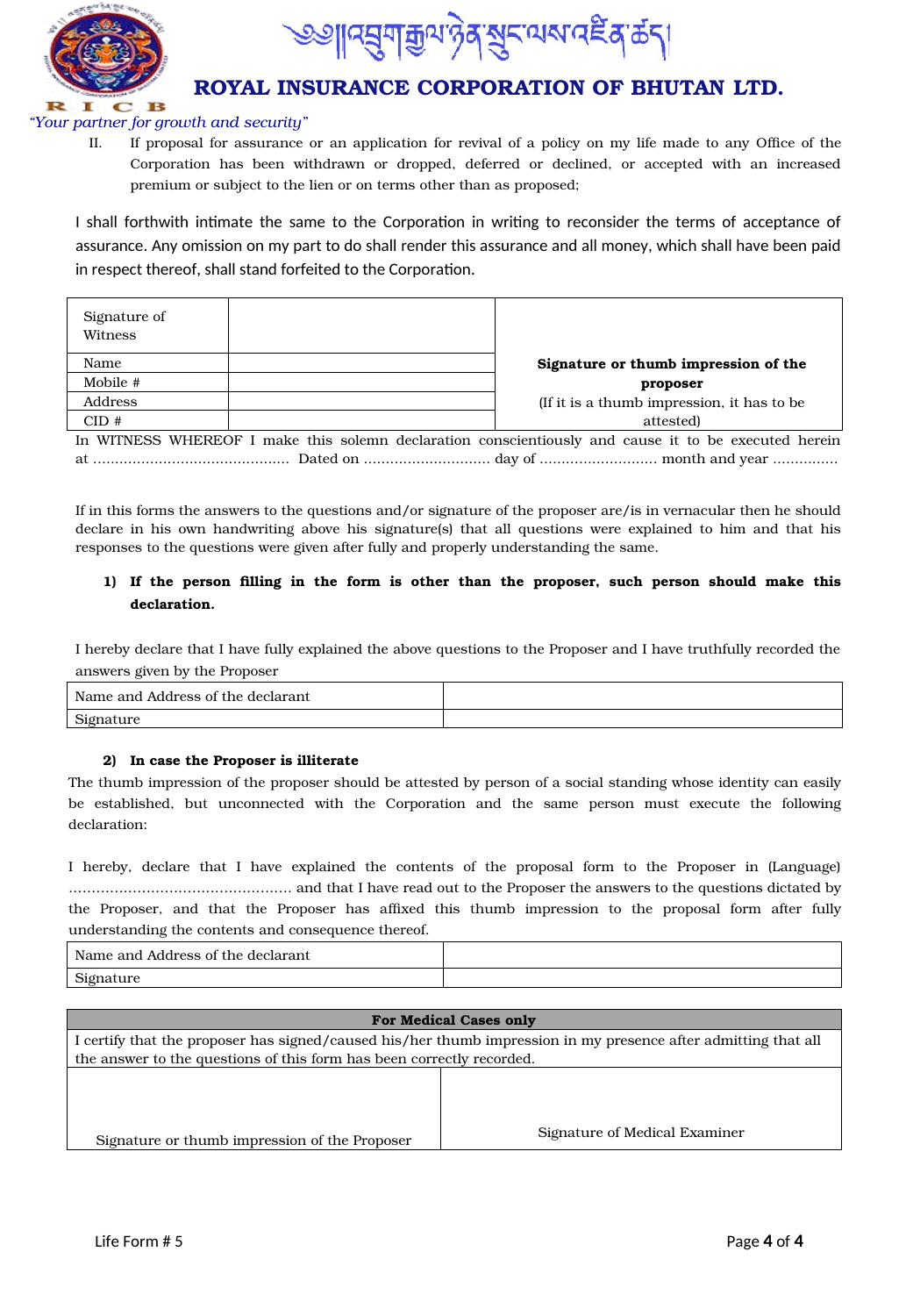II. If proposal for assurance or an application for revival of a policy on my life made to any Office of the Corporation has been withdrawn or dropped, deferred or declined, or accepted with an increased premium or subject to the lien or on terms other than as proposed;

I shall forthwith intimate the same to the Corporation in writing to reconsider the terms of acceptance of assurance. Any omission on my part to do shall render this assurance and all money, which shall have been paid in respect thereof, shall stand forfeited to the Corporation.

| | | |
|---|---|---|
| Signature of Witness | | **Signature or thumb impression of the proposer** (If it is a thumb impression, it has to be attested) |
| Name | | |
| Mobile # | | |
| Address | | |
| CID # | | |

In WITNESS WHEREOF I make this solemn declaration conscientiously and cause it to be executed herein at ............................................ Dated on ............................ day of .......................... month and year ..............

If in this forms the answers to the questions and/or signature of the proposer are/is in vernacular then he should declare in his own handwriting above his signature(s) that all questions were explained to him and that his responses to the questions were given after fully and properly understanding the same.

**1) If the person filling in the form is other than the proposer, such person should make this declaration.**

I hereby declare that I have fully explained the above questions to the Proposer and I have truthfully recorded the answers given by the Proposer

| | |
|---|---|
| Name and Address of the declarant | |
| Signature | |

**2) In case the Proposer is illiterate**

The thumb impression of the proposer should be attested by person of a social standing whose identity can easily be established, but unconnected with the Corporation and the same person must execute the following declaration:

I hereby, declare that I have explained the contents of the proposal form to the Proposer in (Language) ................................................ and that I have read out to the Proposer the answers to the questions dictated by the Proposer, and that the Proposer has affixed this thumb impression to the proposal form after fully understanding the contents and consequence thereof.

| | |
|---|---|
| Name and Address of the declarant | |
| Signature | |

| **For Medical Cases only** | |
|---|---|
| I certify that the proposer has signed/caused his/her thumb impression in my presence after admitting that all the answer to the questions of this form has been correctly recorded. | |
| Signature or thumb impression of the Proposer | Signature of Medical Examiner |